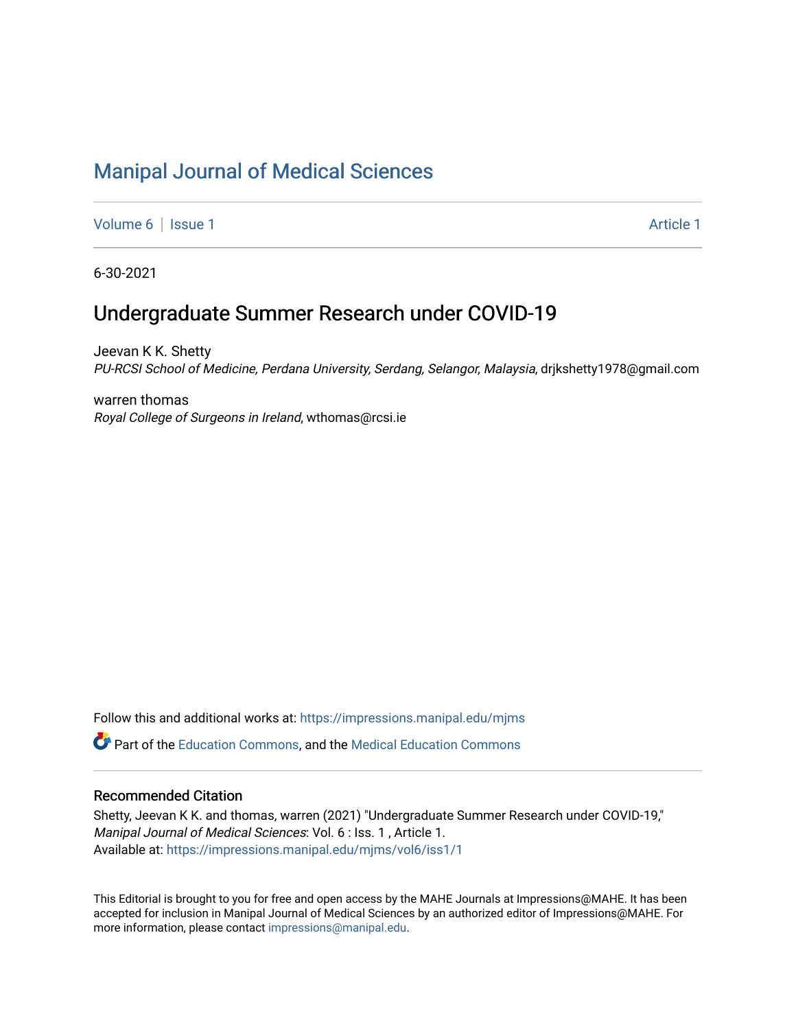# Manipal Journal of Medical Sciences

Volume 6 | Issue 1 Article 1

6-30-2021

## Undergraduate Summer Research under COVID-19

Jeevan K K. Shetty
*PU-RCSI School of Medicine, Perdana University, Serdang, Selangor, Malaysia*, drjkshetty1978@gmail.com

warren thomas
*Royal College of Surgeons in Ireland*, wthomas@rcsi.ie

Follow this and additional works at: https://impressions.manipal.edu/mjms

Part of the Education Commons, and the Medical Education Commons

### Recommended Citation

Shetty, Jeevan K K. and thomas, warren (2021) "Undergraduate Summer Research under COVID-19," *Manipal Journal of Medical Sciences*: Vol. 6 : Iss. 1 , Article 1.
Available at: https://impressions.manipal.edu/mjms/vol6/iss1/1

This Editorial is brought to you for free and open access by the MAHE Journals at Impressions@MAHE. It has been accepted for inclusion in Manipal Journal of Medical Sciences by an authorized editor of Impressions@MAHE. For more information, please contact impressions@manipal.edu.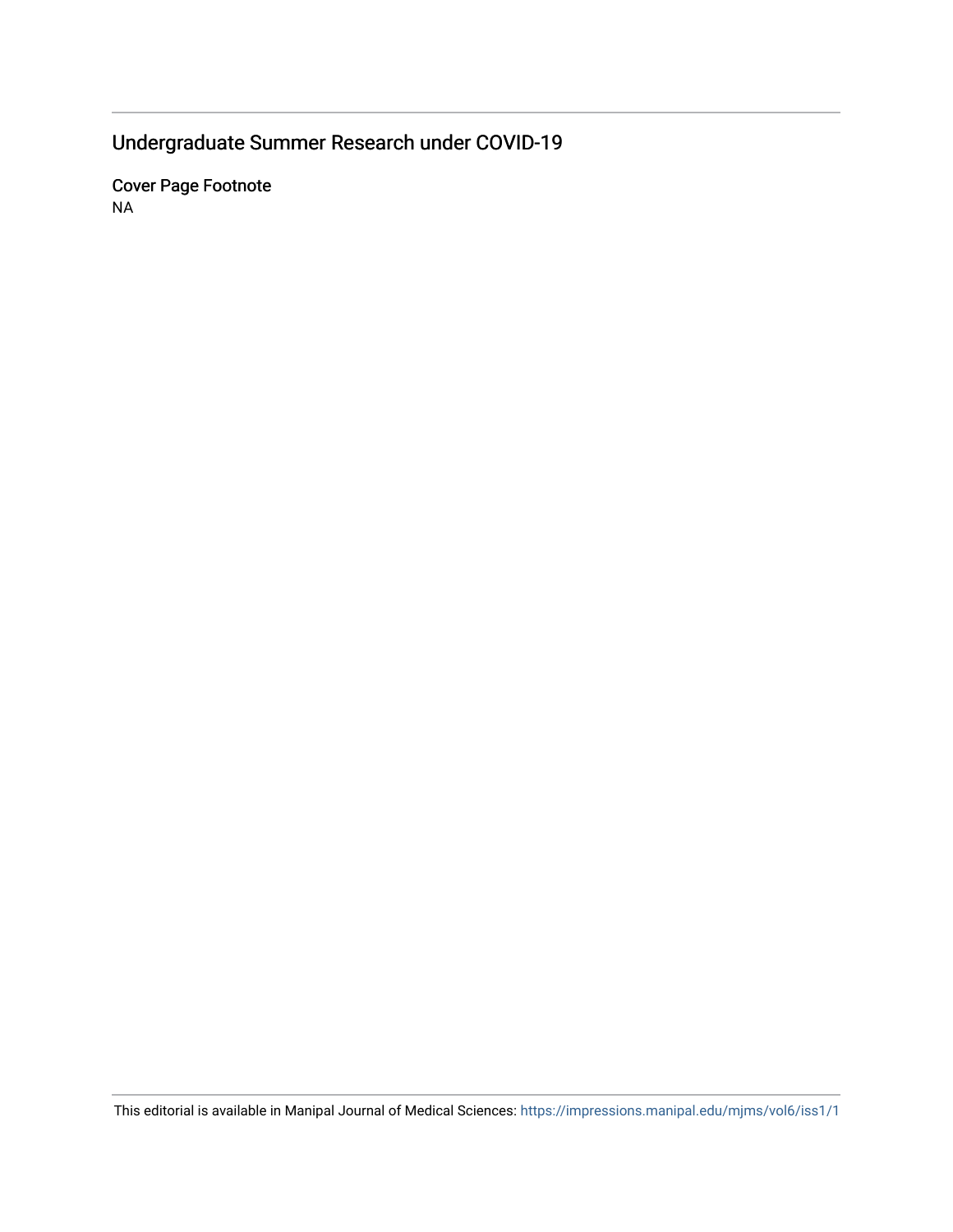# Undergraduate Summer Research under COVID-19

## Cover Page Footnote

NA

This editorial is available in Manipal Journal of Medical Sciences: https://impressions.manipal.edu/mjms/vol6/iss1/1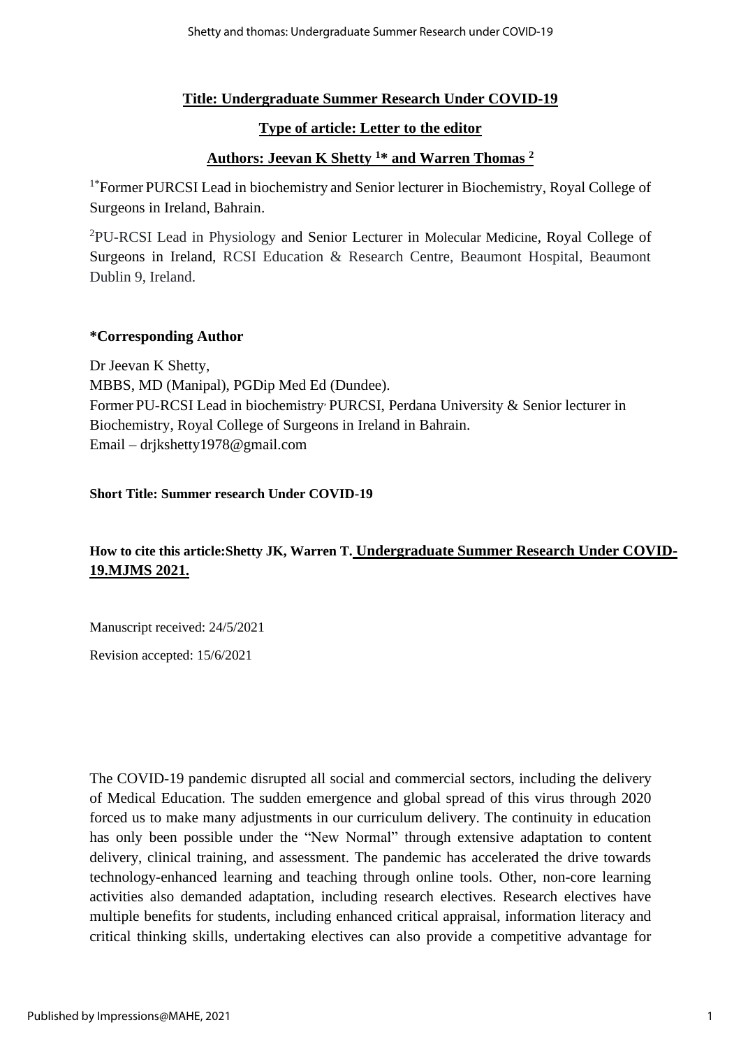**Title: Undergraduate Summer Research Under COVID-19**

**Type of article: Letter to the editor**

**Authors: Jeevan K Shetty [1]* and Warren Thomas [2]**

[1*]Former PURCSI Lead in biochemistry and Senior lecturer in Biochemistry, Royal College of Surgeons in Ireland, Bahrain.

[2]PU-RCSI Lead in Physiology and Senior Lecturer in Molecular Medicine, Royal College of Surgeons in Ireland, RCSI Education & Research Centre, Beaumont Hospital, Beaumont Dublin 9, Ireland.

**\*Corresponding Author**

Dr Jeevan K Shetty,
MBBS, MD (Manipal), PGDip Med Ed (Dundee).
Former PU-RCSI Lead in biochemistry, PURCSI, Perdana University & Senior lecturer in Biochemistry, Royal College of Surgeons in Ireland in Bahrain.
Email – drjkshetty1978@gmail.com

**Short Title: Summer research Under COVID-19**

**How to cite this article:Shetty JK, Warren T. Undergraduate Summer Research Under COVID-19.MJMS 2021.**

Manuscript received: 24/5/2021

Revision accepted: 15/6/2021

The COVID-19 pandemic disrupted all social and commercial sectors, including the delivery of Medical Education. The sudden emergence and global spread of this virus through 2020 forced us to make many adjustments in our curriculum delivery. The continuity in education has only been possible under the "New Normal" through extensive adaptation to content delivery, clinical training, and assessment. The pandemic has accelerated the drive towards technology-enhanced learning and teaching through online tools. Other, non-core learning activities also demanded adaptation, including research electives. Research electives have multiple benefits for students, including enhanced critical appraisal, information literacy and critical thinking skills, undertaking electives can also provide a competitive advantage for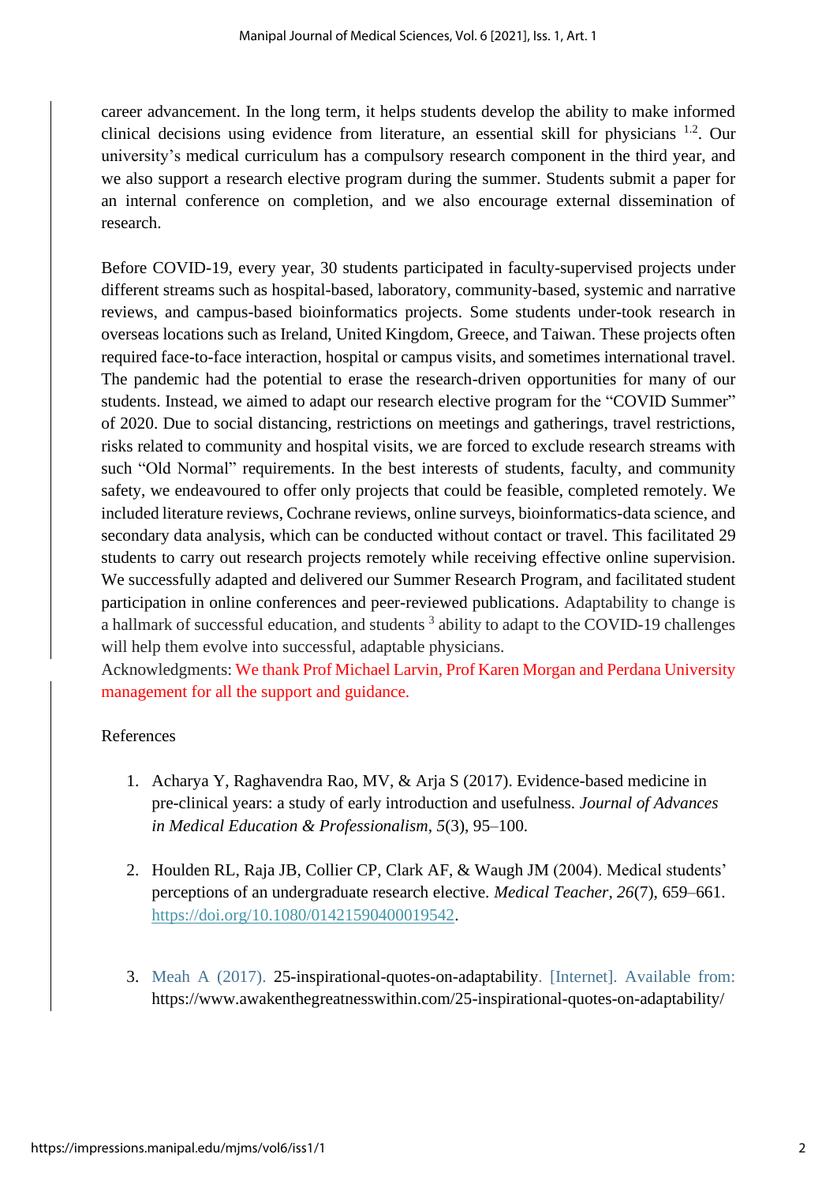career advancement. In the long term, it helps students develop the ability to make informed clinical decisions using evidence from literature, an essential skill for physicians [1,2]. Our university's medical curriculum has a compulsory research component in the third year, and we also support a research elective program during the summer. Students submit a paper for an internal conference on completion, and we also encourage external dissemination of research.

Before COVID-19, every year, 30 students participated in faculty-supervised projects under different streams such as hospital-based, laboratory, community-based, systemic and narrative reviews, and campus-based bioinformatics projects. Some students under-took research in overseas locations such as Ireland, United Kingdom, Greece, and Taiwan. These projects often required face-to-face interaction, hospital or campus visits, and sometimes international travel. The pandemic had the potential to erase the research-driven opportunities for many of our students. Instead, we aimed to adapt our research elective program for the "COVID Summer" of 2020. Due to social distancing, restrictions on meetings and gatherings, travel restrictions, risks related to community and hospital visits, we are forced to exclude research streams with such "Old Normal" requirements. In the best interests of students, faculty, and community safety, we endeavoured to offer only projects that could be feasible, completed remotely. We included literature reviews, Cochrane reviews, online surveys, bioinformatics-data science, and secondary data analysis, which can be conducted without contact or travel. This facilitated 29 students to carry out research projects remotely while receiving effective online supervision. We successfully adapted and delivered our Summer Research Program, and facilitated student participation in online conferences and peer-reviewed publications. Adaptability to change is a hallmark of successful education, and students [3] ability to adapt to the COVID-19 challenges will help them evolve into successful, adaptable physicians.

Acknowledgments: We thank Prof Michael Larvin, Prof Karen Morgan and Perdana University management for all the support and guidance.

References

1. Acharya Y, Raghavendra Rao, MV, & Arja S (2017). Evidence-based medicine in pre-clinical years: a study of early introduction and usefulness. *Journal of Advances in Medical Education & Professionalism*, *5*(3), 95–100.

2. Houlden RL, Raja JB, Collier CP, Clark AF, & Waugh JM (2004). Medical students' perceptions of an undergraduate research elective. *Medical Teacher*, *26*(7), 659–661. https://doi.org/10.1080/01421590400019542.

3. Meah A (2017). 25-inspirational-quotes-on-adaptability. [Internet]. Available from: https://www.awakenthegreatnesswithin.com/25-inspirational-quotes-on-adaptability/